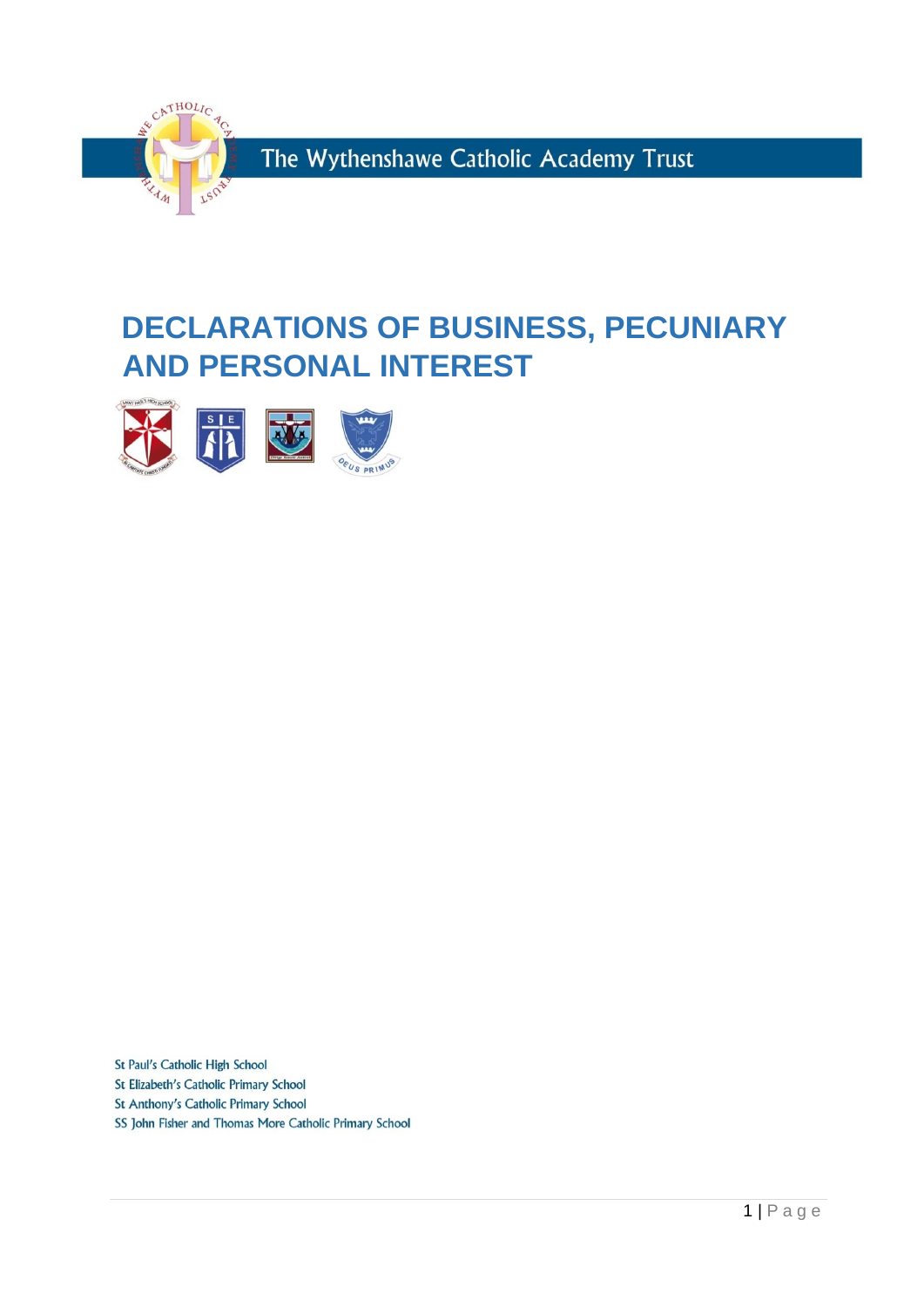The Wythenshawe Catholic Academy Trust

# DECLARATIONS OF BUSINESS, PECUNIARY AND PERSONAL INTEREST

St Paul's Catholic High School
St Elizabeth's Catholic Primary School
St Anthony's Catholic Primary School
SS John Fisher and Thomas More Catholic Primary School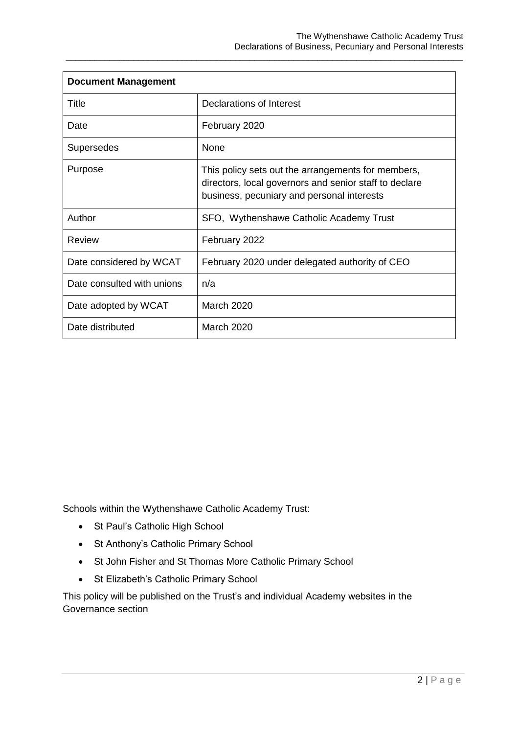| Document Management | |
| --- | --- |
| Title | Declarations of Interest |
| Date | February 2020 |
| Supersedes | None |
| Purpose | This policy sets out the arrangements for members, directors, local governors and senior staff to declare business, pecuniary and personal interests |
| Author | SFO, Wythenshawe Catholic Academy Trust |
| Review | February 2022 |
| Date considered by WCAT | February 2020 under delegated authority of CEO |
| Date consulted with unions | n/a |
| Date adopted by WCAT | March 2020 |
| Date distributed | March 2020 |

Schools within the Wythenshawe Catholic Academy Trust:

- St Paul's Catholic High School
- St Anthony's Catholic Primary School
- St John Fisher and St Thomas More Catholic Primary School
- St Elizabeth's Catholic Primary School

This policy will be published on the Trust's and individual Academy websites in the Governance section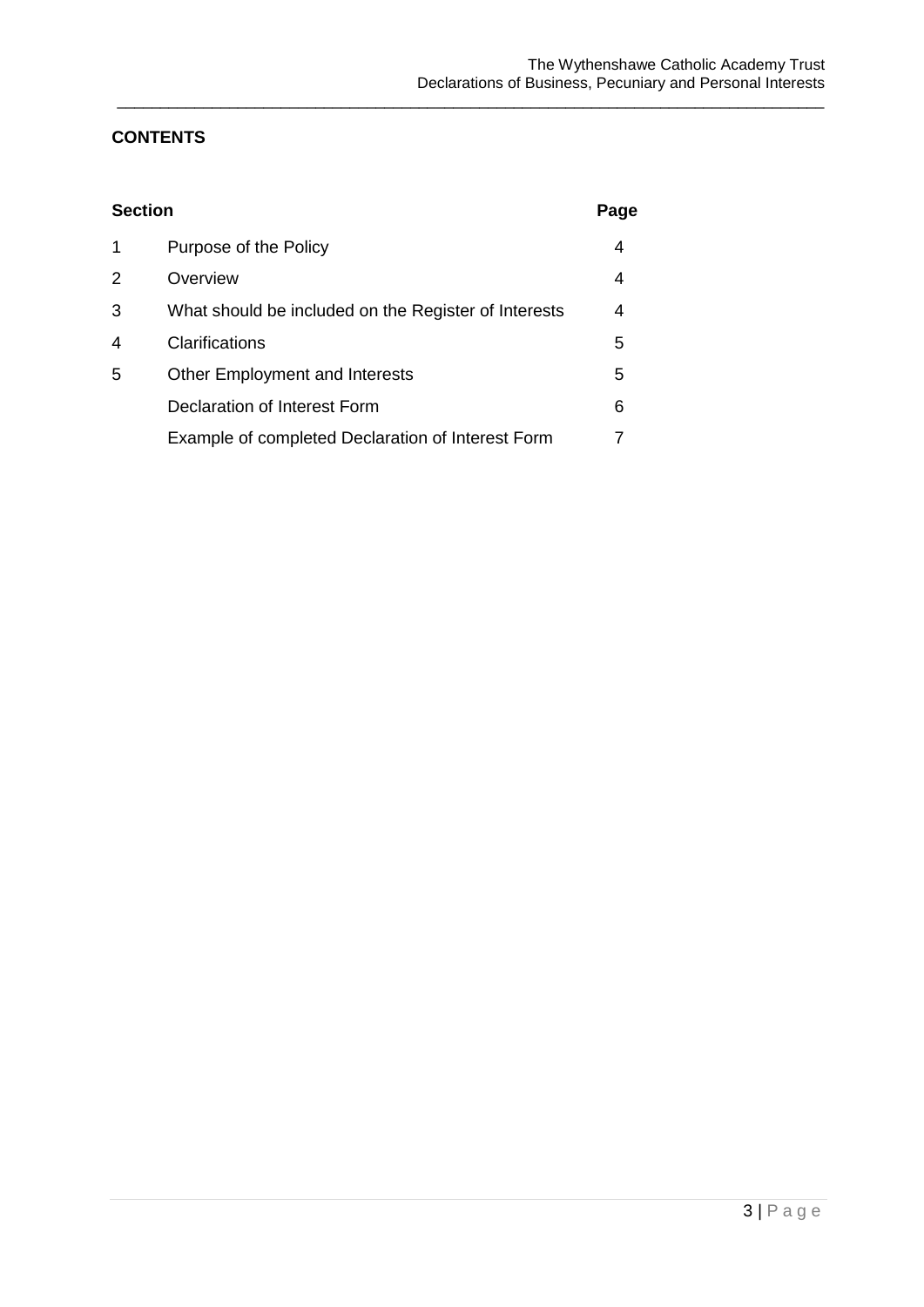## CONTENTS

| Section | | Page |
|---|---|---|
| 1 | Purpose of the Policy | 4 |
| 2 | Overview | 4 |
| 3 | What should be included on the Register of Interests | 4 |
| 4 | Clarifications | 5 |
| 5 | Other Employment and Interests | 5 |
| | Declaration of Interest Form | 6 |
| | Example of completed Declaration of Interest Form | 7 |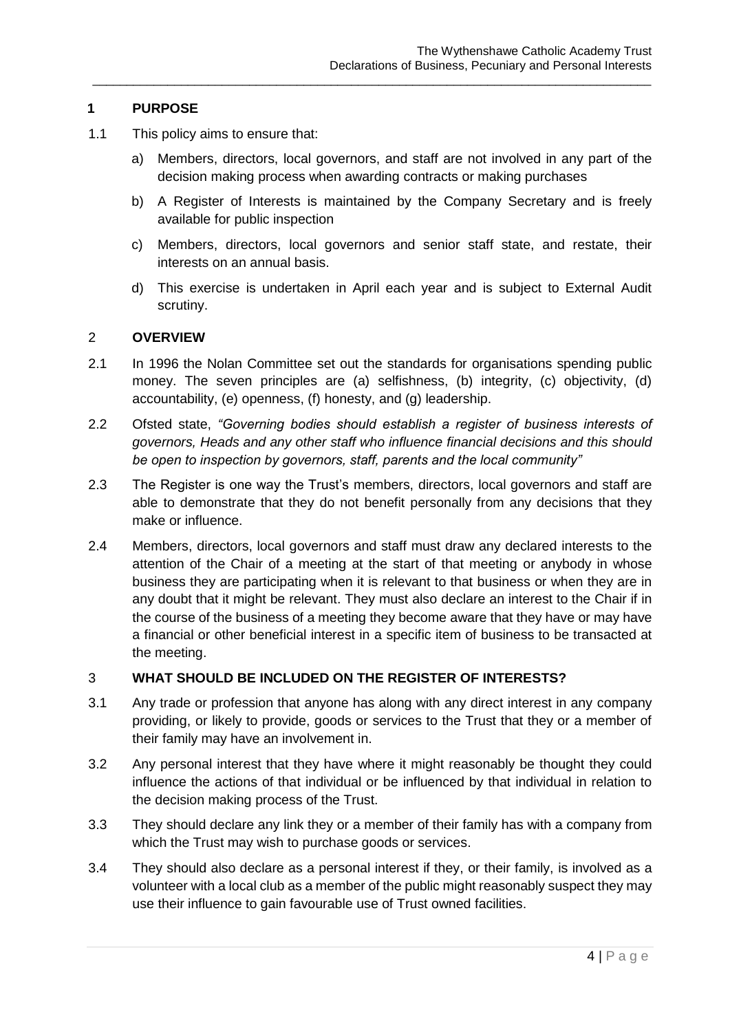## 1 PURPOSE

1.1 This policy aims to ensure that:

a) Members, directors, local governors, and staff are not involved in any part of the decision making process when awarding contracts or making purchases

b) A Register of Interests is maintained by the Company Secretary and is freely available for public inspection

c) Members, directors, local governors and senior staff state, and restate, their interests on an annual basis.

d) This exercise is undertaken in April each year and is subject to External Audit scrutiny.

## 2 OVERVIEW

2.1 In 1996 the Nolan Committee set out the standards for organisations spending public money. The seven principles are (a) selfishness, (b) integrity, (c) objectivity, (d) accountability, (e) openness, (f) honesty, and (g) leadership.

2.2 Ofsted state, *"Governing bodies should establish a register of business interests of governors, Heads and any other staff who influence financial decisions and this should be open to inspection by governors, staff, parents and the local community"*

2.3 The Register is one way the Trust's members, directors, local governors and staff are able to demonstrate that they do not benefit personally from any decisions that they make or influence.

2.4 Members, directors, local governors and staff must draw any declared interests to the attention of the Chair of a meeting at the start of that meeting or anybody in whose business they are participating when it is relevant to that business or when they are in any doubt that it might be relevant. They must also declare an interest to the Chair if in the course of the business of a meeting they become aware that they have or may have a financial or other beneficial interest in a specific item of business to be transacted at the meeting.

## 3 WHAT SHOULD BE INCLUDED ON THE REGISTER OF INTERESTS?

3.1 Any trade or profession that anyone has along with any direct interest in any company providing, or likely to provide, goods or services to the Trust that they or a member of their family may have an involvement in.

3.2 Any personal interest that they have where it might reasonably be thought they could influence the actions of that individual or be influenced by that individual in relation to the decision making process of the Trust.

3.3 They should declare any link they or a member of their family has with a company from which the Trust may wish to purchase goods or services.

3.4 They should also declare as a personal interest if they, or their family, is involved as a volunteer with a local club as a member of the public might reasonably suspect they may use their influence to gain favourable use of Trust owned facilities.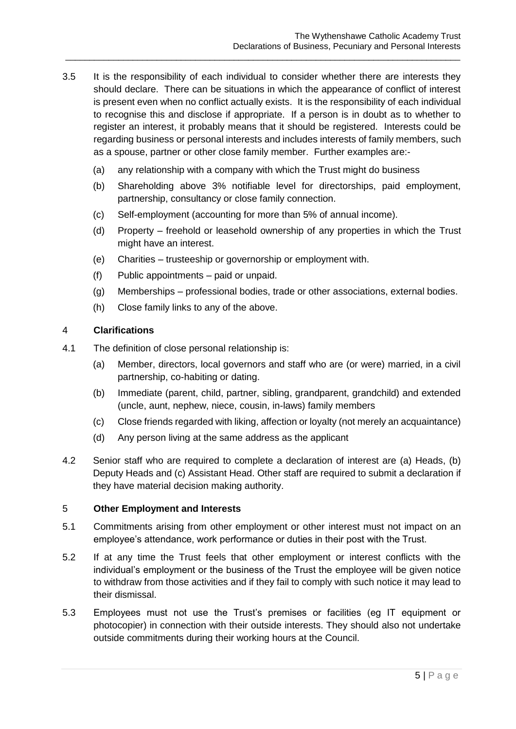3.5 It is the responsibility of each individual to consider whether there are interests they should declare. There can be situations in which the appearance of conflict of interest is present even when no conflict actually exists. It is the responsibility of each individual to recognise this and disclose if appropriate. If a person is in doubt as to whether to register an interest, it probably means that it should be registered. Interests could be regarding business or personal interests and includes interests of family members, such as a spouse, partner or other close family member. Further examples are:-

   (a) any relationship with a company with which the Trust might do business
   (b) Shareholding above 3% notifiable level for directorships, paid employment, partnership, consultancy or close family connection.
   (c) Self-employment (accounting for more than 5% of annual income).
   (d) Property – freehold or leasehold ownership of any properties in which the Trust might have an interest.
   (e) Charities – trusteeship or governorship or employment with.
   (f) Public appointments – paid or unpaid.
   (g) Memberships – professional bodies, trade or other associations, external bodies.
   (h) Close family links to any of the above.

## 4 Clarifications

4.1 The definition of close personal relationship is:

   (a) Member, directors, local governors and staff who are (or were) married, in a civil partnership, co-habiting or dating.
   (b) Immediate (parent, child, partner, sibling, grandparent, grandchild) and extended (uncle, aunt, nephew, niece, cousin, in-laws) family members
   (c) Close friends regarded with liking, affection or loyalty (not merely an acquaintance)
   (d) Any person living at the same address as the applicant

4.2 Senior staff who are required to complete a declaration of interest are (a) Heads, (b) Deputy Heads and (c) Assistant Head. Other staff are required to submit a declaration if they have material decision making authority.

## 5 Other Employment and Interests

5.1 Commitments arising from other employment or other interest must not impact on an employee's attendance, work performance or duties in their post with the Trust.

5.2 If at any time the Trust feels that other employment or interest conflicts with the individual's employment or the business of the Trust the employee will be given notice to withdraw from those activities and if they fail to comply with such notice it may lead to their dismissal.

5.3 Employees must not use the Trust's premises or facilities (eg IT equipment or photocopier) in connection with their outside interests. They should also not undertake outside commitments during their working hours at the Council.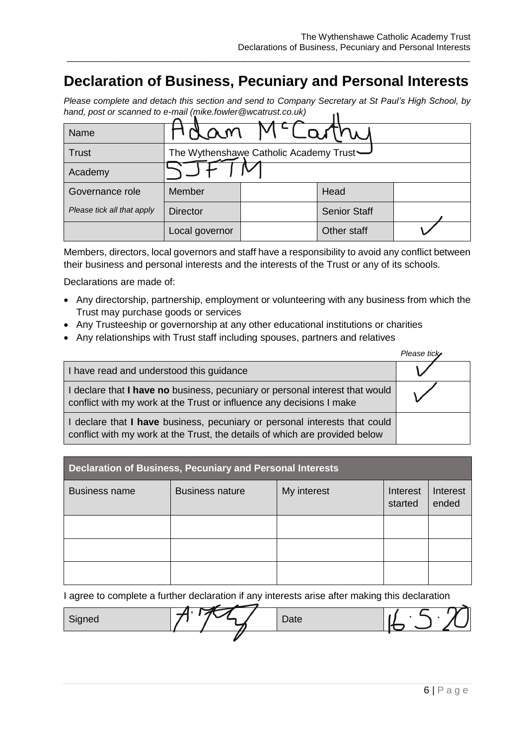# Declaration of Business, Pecuniary and Personal Interests

*Please complete and detach this section and send to Company Secretary at St Paul's High School, by hand, post or scanned to e-mail (mike.fowler@wcatrust.co.uk)*

| Name | Adam McCarthy | | | |
|---|---|---|---|---|
| Trust | The Wythenshawe Catholic Academy Trust | | | |
| Academy | SJFTM | | | |
| Governance role | Member | | Head | |
| *Please tick all that apply* | Director | | Senior Staff | |
| | Local governor | | Other staff | ✓ |

Members, directors, local governors and staff have a responsibility to avoid any conflict between their business and personal interests and the interests of the Trust or any of its schools.

Declarations are made of:

- Any directorship, partnership, employment or volunteering with any business from which the Trust may purchase goods or services
- Any Trusteeship or governorship at any other educational institutions or charities
- Any relationships with Trust staff including spouses, partners and relatives

| | *Please tick* |
|---|---|
| I have read and understood this guidance | ✓ |
| I declare that **I have no** business, pecuniary or personal interest that would conflict with my work at the Trust or influence any decisions I make | ✓ |
| I declare that **I have** business, pecuniary or personal interests that could conflict with my work at the Trust, the details of which are provided below | |

| **Declaration of Business, Pecuniary and Personal Interests** | | | | |
|---|---|---|---|---|
| Business name | Business nature | My interest | Interest started | Interest ended |
| | | | | |
| | | | | |
| | | | | |

I agree to complete a further declaration if any interests arise after making this declaration

| Signed | A. [signature] | Date | 16.5.20 |
|---|---|---|---|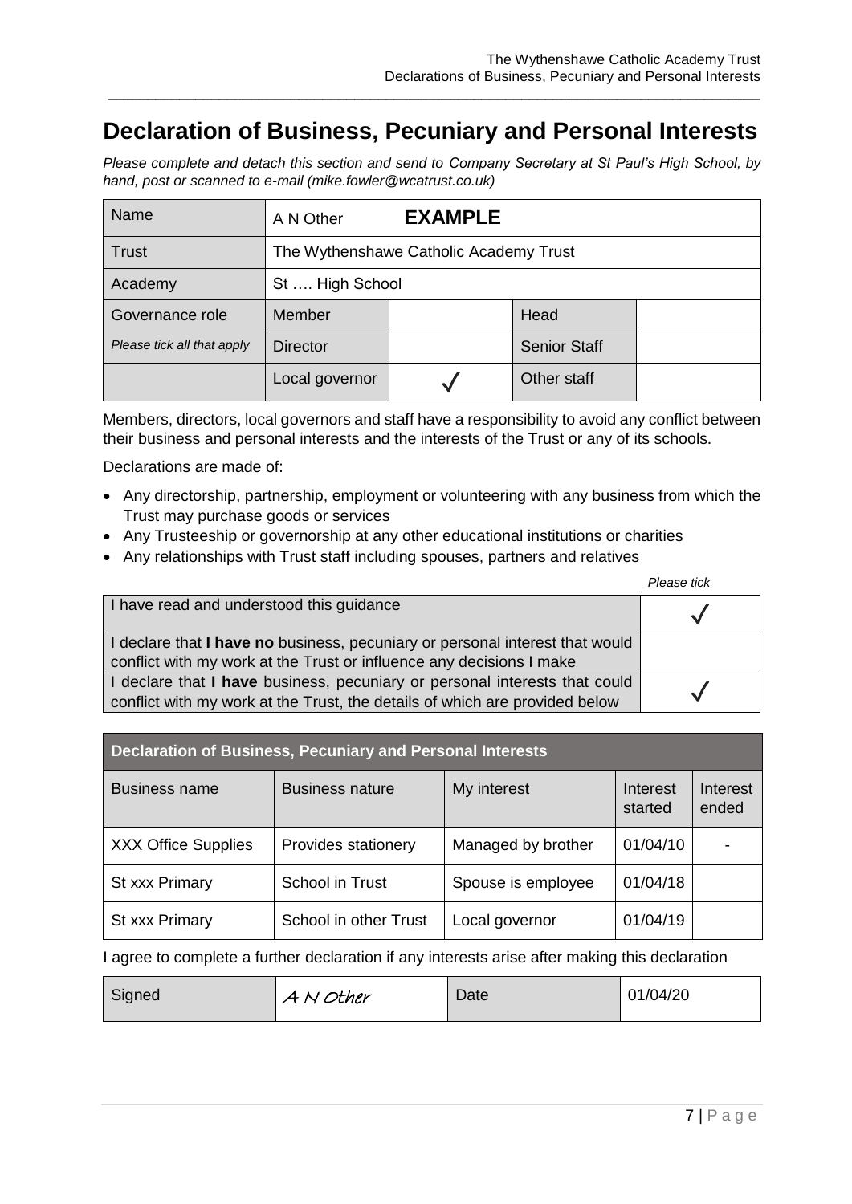# Declaration of Business, Pecuniary and Personal Interests

*Please complete and detach this section and send to Company Secretary at St Paul's High School, by hand, post or scanned to e-mail (mike.fowler@wcatrust.co.uk)*

| | | | | |
|---|---|---|---|---|
| Name | A N Other **EXAMPLE** | | | |
| Trust | The Wythenshawe Catholic Academy Trust | | | |
| Academy | St …. High School | | | |
| Governance role | Member | | Head | |
| *Please tick all that apply* | Director | | Senior Staff | |
| | Local governor | ✓ | Other staff | |

Members, directors, local governors and staff have a responsibility to avoid any conflict between their business and personal interests and the interests of the Trust or any of its schools.

Declarations are made of:

- Any directorship, partnership, employment or volunteering with any business from which the Trust may purchase goods or services
- Any Trusteeship or governorship at any other educational institutions or charities
- Any relationships with Trust staff including spouses, partners and relatives

| | *Please tick* |
|---|---|
| I have read and understood this guidance | ✓ |
| I declare that **I have no** business, pecuniary or personal interest that would conflict with my work at the Trust or influence any decisions I make | |
| I declare that **I have** business, pecuniary or personal interests that could conflict with my work at the Trust, the details of which are provided below | ✓ |

**Declaration of Business, Pecuniary and Personal Interests**

| Business name | Business nature | My interest | Interest started | Interest ended |
|---|---|---|---|---|
| XXX Office Supplies | Provides stationery | Managed by brother | 01/04/10 | - |
| St xxx Primary | School in Trust | Spouse is employee | 01/04/18 | |
| St xxx Primary | School in other Trust | Local governor | 01/04/19 | |

I agree to complete a further declaration if any interests arise after making this declaration

| | | | |
|---|---|---|---|
| Signed | A N Other | Date | 01/04/20 |